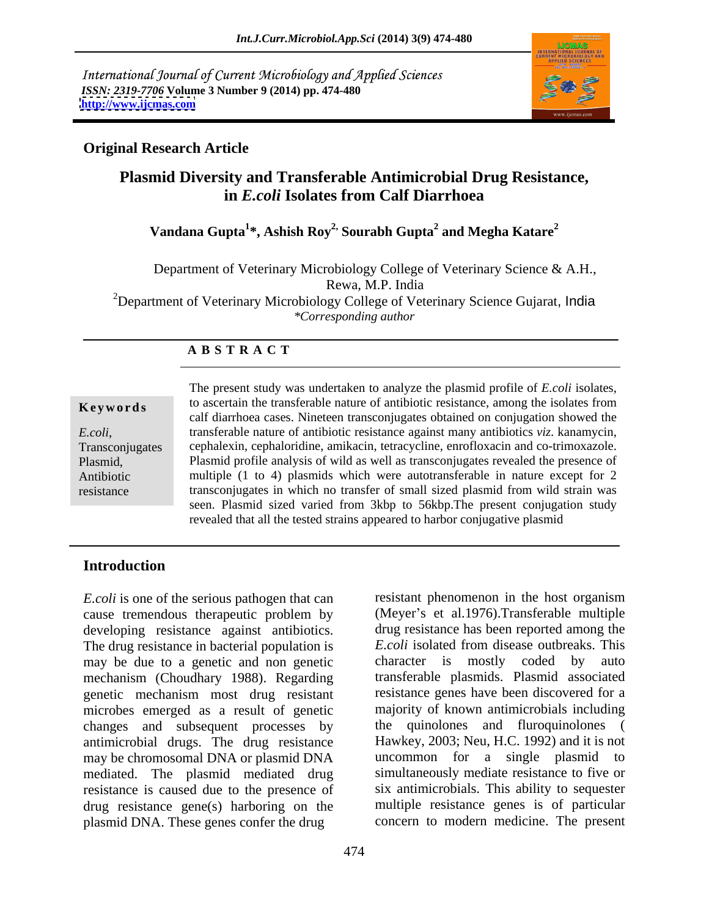International Journal of Current Microbiology and Applied Sciences
*ISSN: 2319-7706* **Volume 3 Number 9 (2014) pp. 474-480**
**http://www.ijcmas.com**

**Original Research Article**

# Plasmid Diversity and Transferable Antimicrobial Drug Resistance, in *E.coli* Isolates from Calf Diarrhoea

**Vandana Gupta[1]*, Ashish Roy[2], Sourabh Gupta[2] and Megha Katare[2]**

Department of Veterinary Microbiology College of Veterinary Science & A.H., Rewa, M.P. India

[2]Department of Veterinary Microbiology College of Veterinary Science Gujarat, India

*\*Corresponding author*

**A B S T R A C T**

**Keywords**

*E.coli*, Transconjugates Plasmid, Antibiotic resistance

The present study was undertaken to analyze the plasmid profile of *E.coli* isolates, to ascertain the transferable nature of antibiotic resistance, among the isolates from calf diarrhoea cases. Nineteen transconjugates obtained on conjugation showed the transferable nature of antibiotic resistance against many antibiotics *viz*. kanamycin, cephalexin, cephaloridine, amikacin, tetracycline, enrofloxacin and co-trimoxazole. Plasmid profile analysis of wild as well as transconjugates revealed the presence of multiple (1 to 4) plasmids which were autotransferable in nature except for 2 transconjugates in which no transfer of small sized plasmid from wild strain was seen. Plasmid sized varied from 3kbp to 56kbp.The present conjugation study revealed that all the tested strains appeared to harbor conjugative plasmid

## Introduction

*E.coli* is one of the serious pathogen that can cause tremendous therapeutic problem by developing resistance against antibiotics. The drug resistance in bacterial population is may be due to a genetic and non genetic mechanism (Choudhary 1988). Regarding genetic mechanism most drug resistant microbes emerged as a result of genetic changes and subsequent processes by antimicrobial drugs. The drug resistance may be chromosomal DNA or plasmid DNA mediated. The plasmid mediated drug resistance is caused due to the presence of drug resistance gene(s) harboring on the plasmid DNA. These genes confer the drug resistant phenomenon in the host organism (Meyer's et al.1976).Transferable multiple drug resistance has been reported among the *E.coli* isolated from disease outbreaks. This character is mostly coded by auto transferable plasmids. Plasmid associated resistance genes have been discovered for a majority of known antimicrobials including the quinolones and fluroquinolones ( Hawkey, 2003; Neu, H.C. 1992) and it is not uncommon for a single plasmid to simultaneously mediate resistance to five or six antimicrobials. This ability to sequester multiple resistance genes is of particular concern to modern medicine. The present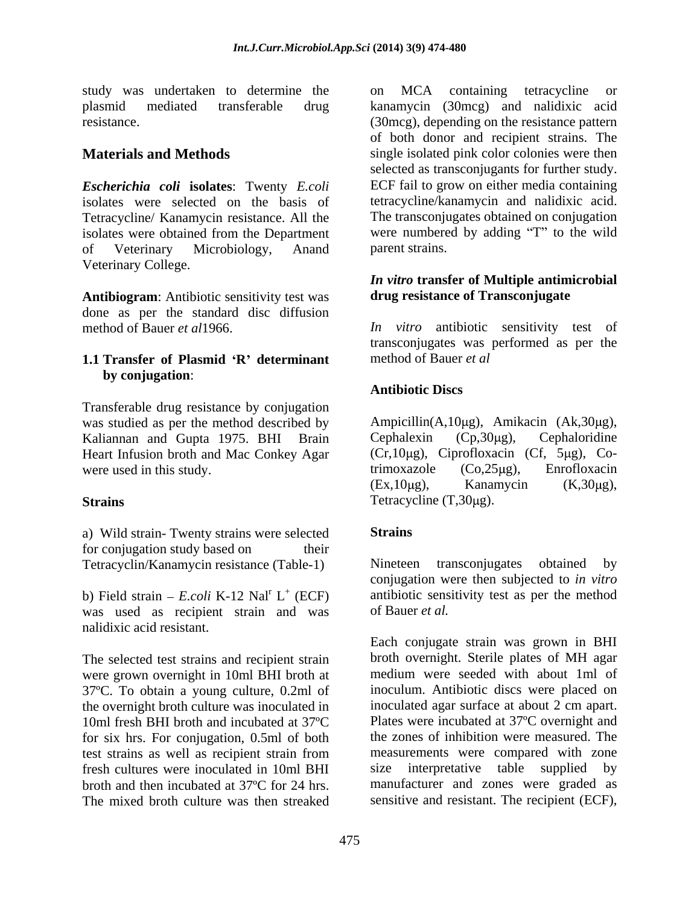study was undertaken to determine the plasmid mediated transferable drug resistance.

## Materials and Methods

***Escherichia coli* isolates**: Twenty *E.coli* isolates were selected on the basis of Tetracycline/ Kanamycin resistance. All the isolates were obtained from the Department of Veterinary Microbiology, Anand Veterinary College.

**Antibiogram**: Antibiotic sensitivity test was done as per the standard disc diffusion method of Bauer *et al*1966.

### 1.1 Transfer of Plasmid 'R' determinant by conjugation:

Transferable drug resistance by conjugation was studied as per the method described by Kaliannan and Gupta 1975. BHI Brain Heart Infusion broth and Mac Conkey Agar were used in this study.

**Strains**

a) Wild strain- Twenty strains were selected for conjugation study based on their Tetracyclin/Kanamycin resistance (Table-1)

b) Field strain – *E.coli* K-12 $Nal^r$ $L^+$ (ECF) was used as recipient strain and was nalidixic acid resistant.

The selected test strains and recipient strain were grown overnight in 10ml BHI broth at 37ºC. To obtain a young culture, 0.2ml of the overnight broth culture was inoculated in 10ml fresh BHI broth and incubated at 37ºC for six hrs. For conjugation, 0.5ml of both test strains as well as recipient strain from fresh cultures were inoculated in 10ml BHI broth and then incubated at 37ºC for 24 hrs. The mixed broth culture was then streaked on MCA containing tetracycline or kanamycin (30mcg) and nalidixic acid (30mcg), depending on the resistance pattern of both donor and recipient strains. The single isolated pink color colonies were then selected as transconjugants for further study. ECF fail to grow on either media containing tetracycline/kanamycin and nalidixic acid. The transconjugates obtained on conjugation were numbered by adding "T" to the wild parent strains.

### *In vitro* transfer of Multiple antimicrobial drug resistance of Transconjugate

*In vitro* antibiotic sensitivity test of transconjugates was performed as per the method of Bauer *et al*

**Antibiotic Discs**

Ampicillin(A,10μg), Amikacin (Ak,30μg), Cephalexin (Cp,30μg), Cephaloridine (Cr,10μg), Ciprofloxacin (Cf, 5μg), Co-trimoxazole (Co,25μg), Enrofloxacin (Ex,10μg), Kanamycin (K,30μg), Tetracycline (T,30μg).

**Strains**

Nineteen transconjugates obtained by conjugation were then subjected to *in vitro* antibiotic sensitivity test as per the method of Bauer *et al.*

Each conjugate strain was grown in BHI broth overnight. Sterile plates of MH agar medium were seeded with about 1ml of inoculum. Antibiotic discs were placed on inoculated agar surface at about 2 cm apart. Plates were incubated at 37ºC overnight and the zones of inhibition were measured. The measurements were compared with zone size interpretative table supplied by manufacturer and zones were graded as sensitive and resistant. The recipient (ECF),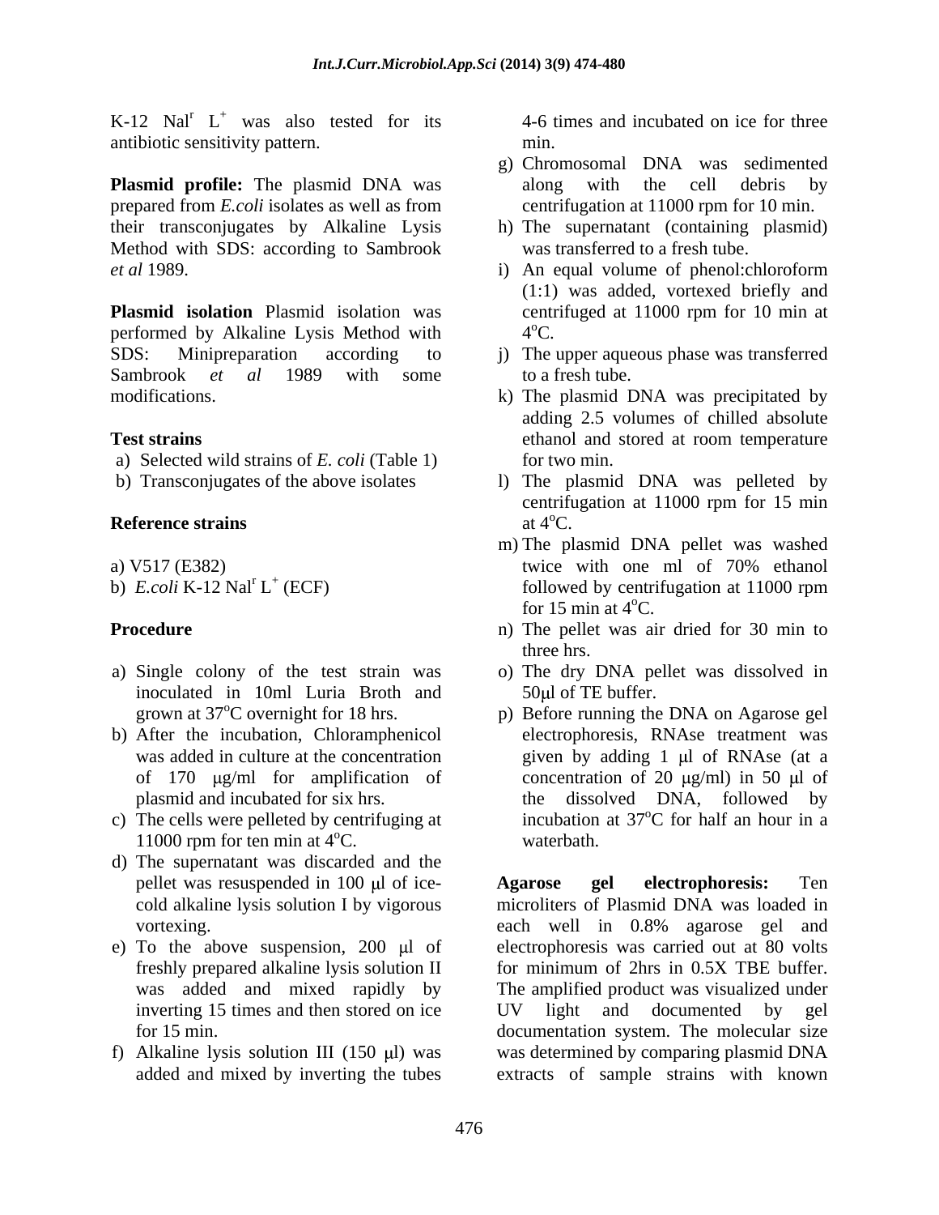K-12 $Nal^r$ $L^+$ was also tested for its antibiotic sensitivity pattern.

**Plasmid profile:** The plasmid DNA was prepared from *E.coli* isolates as well as from their transconjugates by Alkaline Lysis Method with SDS: according to Sambrook *et al* 1989.

**Plasmid isolation** Plasmid isolation was performed by Alkaline Lysis Method with SDS: Minipreparation according to Sambrook *et al* 1989 with some modifications.

**Test strains**

a) Selected wild strains of *E. coli* (Table 1)
b) Transconjugates of the above isolates

**Reference strains**

a) V517 (E382)
b) *E.coli* K-12 $Nal^r$ $L^+$ (ECF)

**Procedure**

a) Single colony of the test strain was inoculated in 10ml Luria Broth and grown at 37°C overnight for 18 hrs.
b) After the incubation, Chloramphenicol was added in culture at the concentration of 170 μg/ml for amplification of plasmid and incubated for six hrs.
c) The cells were pelleted by centrifuging at 11000 rpm for ten min at 4°C.
d) The supernatant was discarded and the pellet was resuspended in 100 μl of ice-cold alkaline lysis solution I by vigorous vortexing.
e) To the above suspension, 200 μl of freshly prepared alkaline lysis solution II was added and mixed rapidly by inverting 15 times and then stored on ice for 15 min.
f) Alkaline lysis solution III (150 μl) was added and mixed by inverting the tubes 4-6 times and incubated on ice for three min.
g) Chromosomal DNA was sedimented along with the cell debris by centrifugation at 11000 rpm for 10 min.
h) The supernatant (containing plasmid) was transferred to a fresh tube.
i) An equal volume of phenol:chloroform (1:1) was added, vortexed briefly and centrifuged at 11000 rpm for 10 min at 4°C.
j) The upper aqueous phase was transferred to a fresh tube.
k) The plasmid DNA was precipitated by adding 2.5 volumes of chilled absolute ethanol and stored at room temperature for two min.
l) The plasmid DNA was pelleted by centrifugation at 11000 rpm for 15 min at 4°C.
m) The plasmid DNA pellet was washed twice with one ml of 70% ethanol followed by centrifugation at 11000 rpm for 15 min at 4°C.
n) The pellet was air dried for 30 min to three hrs.
o) The dry DNA pellet was dissolved in 50μl of TE buffer.
p) Before running the DNA on Agarose gel electrophoresis, RNAse treatment was given by adding 1 μl of RNAse (at a concentration of 20 μg/ml) in 50 μl of the dissolved DNA, followed by incubation at 37°C for half an hour in a waterbath.

**Agarose gel electrophoresis:** Ten microliters of Plasmid DNA was loaded in each well in 0.8% agarose gel and electrophoresis was carried out at 80 volts for minimum of 2hrs in 0.5X TBE buffer. The amplified product was visualized under UV light and documented by gel documentation system. The molecular size was determined by comparing plasmid DNA extracts of sample strains with known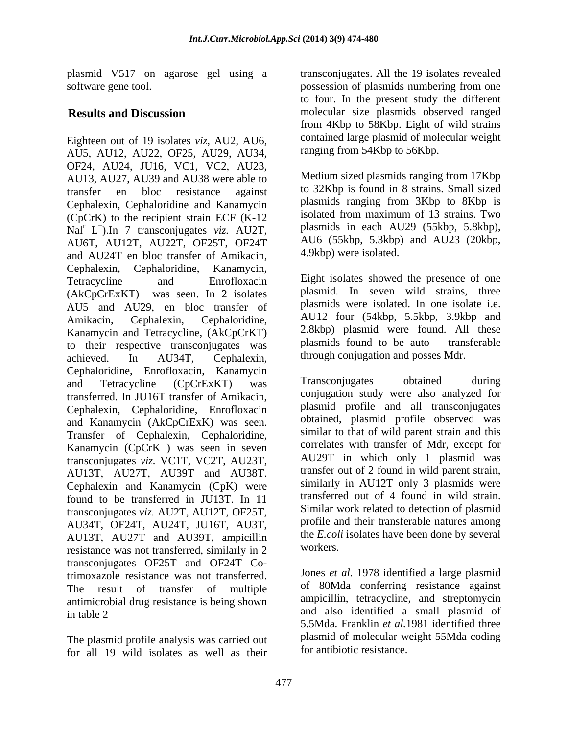plasmid V517 on agarose gel using a software gene tool.

## Results and Discussion

Eighteen out of 19 isolates *viz*, AU2, AU6, AU5, AU12, AU22, OF25, AU29, AU34, OF24, AU24, JU16, VC1, VC2, AU23, AU13, AU27, AU39 and AU38 were able to transfer en bloc resistance against Cephalexin, Cephaloridine and Kanamycin (CpCrK) to the recipient strain ECF (K-12 $Nal^r$ $L^+$).In 7 transconjugates *viz.* AU2T, AU6T, AU12T, AU22T, OF25T, OF24T and AU24T en bloc transfer of Amikacin, Cephalexin, Cephaloridine, Kanamycin, Tetracycline and Enrofloxacin (AkCpCrExKT) was seen. In 2 isolates AU5 and AU29, en bloc transfer of Amikacin, Cephalexin, Cephaloridine, Kanamycin and Tetracycline, (AkCpCrKT) to their respective transconjugates was achieved. In AU34T, Cephalexin, Cephaloridine, Enrofloxacin, Kanamycin and Tetracycline (CpCrExKT) was transferred. In JU16T transfer of Amikacin, Cephalexin, Cephaloridine, Enrofloxacin and Kanamycin (AkCpCrExK) was seen. Transfer of Cephalexin, Cephaloridine, Kanamycin (CpCrK ) was seen in seven transconjugates *viz.* VC1T, VC2T, AU23T, AU13T, AU27T, AU39T and AU38T. Cephalexin and Kanamycin (CpK) were found to be transferred in JU13T. In 11 transconjugates *viz.* AU2T, AU12T, OF25T, AU34T, OF24T, AU24T, JU16T, AU3T, AU13T, AU27T and AU39T, ampicillin resistance was not transferred, similarly in 2 transconjugates OF25T and OF24T Co-trimoxazole resistance was not transferred. The result of transfer of multiple antimicrobial drug resistance is being shown in table 2

The plasmid profile analysis was carried out for all 19 wild isolates as well as their transconjugates. All the 19 isolates revealed possession of plasmids numbering from one to four. In the present study the different molecular size plasmids observed ranged from 4Kbp to 58Kbp. Eight of wild strains contained large plasmid of molecular weight ranging from 54Kbp to 56Kbp.

Medium sized plasmids ranging from 17Kbp to 32Kbp is found in 8 strains. Small sized plasmids ranging from 3Kbp to 8Kbp is isolated from maximum of 13 strains. Two plasmids in each AU29 (55kbp, 5.8kbp), AU6 (55kbp, 5.3kbp) and AU23 (20kbp, 4.9kbp) were isolated.

Eight isolates showed the presence of one plasmid. In seven wild strains, three plasmids were isolated. In one isolate i.e. AU12 four (54kbp, 5.5kbp, 3.9kbp and 2.8kbp) plasmid were found. All these plasmids found to be auto transferable through conjugation and posses Mdr.

Transconjugates obtained during conjugation study were also analyzed for plasmid profile and all transconjugates obtained, plasmid profile observed was similar to that of wild parent strain and this correlates with transfer of Mdr, except for AU29T in which only 1 plasmid was transfer out of 2 found in wild parent strain, similarly in AU12T only 3 plasmids were transferred out of 4 found in wild strain. Similar work related to detection of plasmid profile and their transferable natures among the *E.coli* isolates have been done by several workers.

Jones *et al.* 1978 identified a large plasmid of 80Mda conferring resistance against ampicillin, tetracycline, and streptomycin and also identified a small plasmid of 5.5Mda. Franklin *et al.*1981 identified three plasmid of molecular weight 55Mda coding for antibiotic resistance.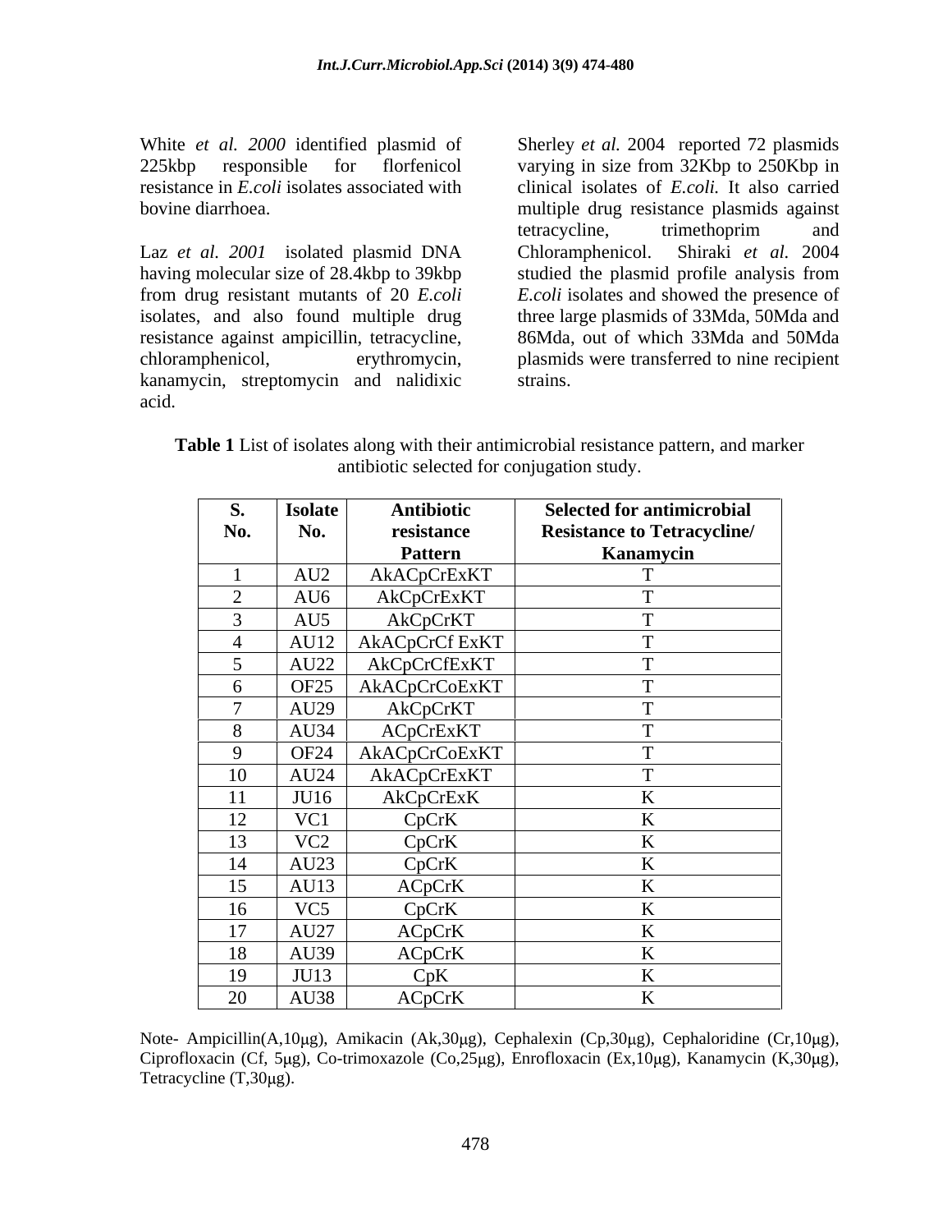White *et al. 2000* identified plasmid of 225kbp responsible for florfenicol resistance in *E.coli* isolates associated with bovine diarrhoea.

Laz *et al. 2001* isolated plasmid DNA having molecular size of 28.4kbp to 39kbp from drug resistant mutants of 20 *E.coli* isolates, and also found multiple drug resistance against ampicillin, tetracycline, chloramphenicol, erythromycin, kanamycin, streptomycin and nalidixic acid.

Sherley *et al.* 2004 reported 72 plasmids varying in size from 32Kbp to 250Kbp in clinical isolates of *E.coli.* It also carried multiple drug resistance plasmids against tetracycline, trimethoprim and Chloramphenicol. Shiraki *et al.* 2004 studied the plasmid profile analysis from *E.coli* isolates and showed the presence of three large plasmids of 33Mda, 50Mda and 86Mda, out of which 33Mda and 50Mda plasmids were transferred to nine recipient strains.

**Table 1** List of isolates along with their antimicrobial resistance pattern, and marker antibiotic selected for conjugation study.

| S. No. | Isolate No. | Antibiotic resistance Pattern | Selected for antimicrobial Resistance to Tetracycline/ Kanamycin |
|---|---|---|---|
| 1 | AU2 | AkACpCrExKT | T |
| 2 | AU6 | AkCpCrExKT | T |
| 3 | AU5 | AkCpCrKT | T |
| 4 | AU12 | AkACpCrCf ExKT | T |
| 5 | AU22 | AkCpCrCfExKT | T |
| 6 | OF25 | AkACpCrCoExKT | T |
| 7 | AU29 | AkCpCrKT | T |
| 8 | AU34 | ACpCrExKT | T |
| 9 | OF24 | AkACpCrCoExKT | T |
| 10 | AU24 | AkACpCrExKT | T |
| 11 | JU16 | AkCpCrExK | K |
| 12 | VC1 | CpCrK | K |
| 13 | VC2 | CpCrK | K |
| 14 | AU23 | CpCrK | K |
| 15 | AU13 | ACpCrK | K |
| 16 | VC5 | CpCrK | K |
| 17 | AU27 | ACpCrK | K |
| 18 | AU39 | ACpCrK | K |
| 19 | JU13 | CpK | K |
| 20 | AU38 | ACpCrK | K |

Note- Ampicillin(A,10μg), Amikacin (Ak,30μg), Cephalexin (Cp,30μg), Cephaloridine (Cr,10μg), Ciprofloxacin (Cf, 5μg), Co-trimoxazole (Co,25μg), Enrofloxacin (Ex,10μg), Kanamycin (K,30μg), Tetracycline (T,30μg).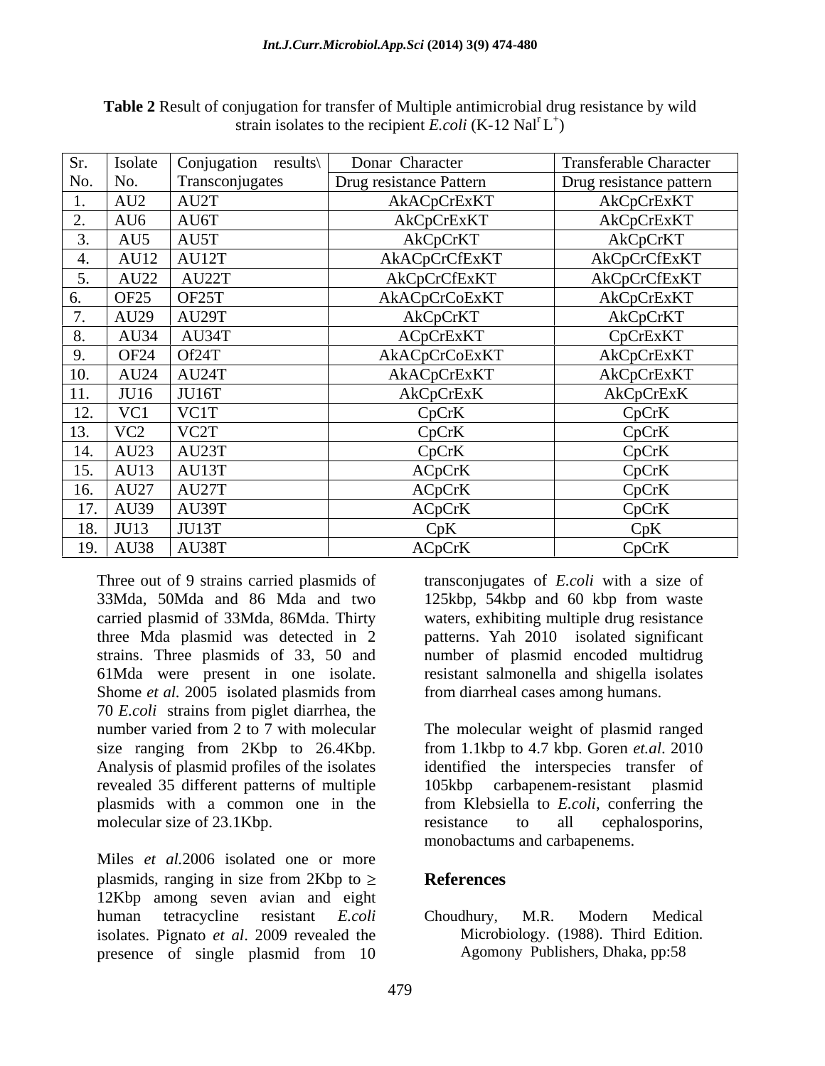**Table 2** Result of conjugation for transfer of Multiple antimicrobial drug resistance by wild strain isolates to the recipient *E.coli* (K-12 $Nal^r L^+$)

| Sr. No. | Isolate No. | Conjugation results\ Transconjugates | Donar Character Drug resistance Pattern | Transferable Character Drug resistance pattern |
|---|---|---|---|---|
| 1. | AU2 | AU2T | AkACpCrExKT | AkCpCrExKT |
| 2. | AU6 | AU6T | AkCpCrExKT | AkCpCrExKT |
| 3. | AU5 | AU5T | AkCpCrKT | AkCpCrKT |
| 4. | AU12 | AU12T | AkACpCrCfExKT | AkCpCrCfExKT |
| 5. | AU22 | AU22T | AkCpCrCfExKT | AkCpCrCfExKT |
| 6. | OF25 | OF25T | AkACpCrCoExKT | AkCpCrExKT |
| 7. | AU29 | AU29T | AkCpCrKT | AkCpCrKT |
| 8. | AU34 | AU34T | ACpCrExKT | CpCrExKT |
| 9. | OF24 | Of24T | AkACpCrCoExKT | AkCpCrExKT |
| 10. | AU24 | AU24T | AkACpCrExKT | AkCpCrExKT |
| 11. | JU16 | JU16T | AkCpCrExK | AkCpCrExK |
| 12. | VC1 | VC1T | CpCrK | CpCrK |
| 13. | VC2 | VC2T | CpCrK | CpCrK |
| 14. | AU23 | AU23T | CpCrK | CpCrK |
| 15. | AU13 | AU13T | ACpCrK | CpCrK |
| 16. | AU27 | AU27T | ACpCrK | CpCrK |
| 17. | AU39 | AU39T | ACpCrK | CpCrK |
| 18. | JU13 | JU13T | CpK | CpK |
| 19. | AU38 | AU38T | ACpCrK | CpCrK |

Three out of 9 strains carried plasmids of 33Mda, 50Mda and 86 Mda and two carried plasmid of 33Mda, 86Mda. Thirty three Mda plasmid was detected in 2 strains. Three plasmids of 33, 50 and 61Mda were present in one isolate. Shome *et al.* 2005 isolated plasmids from 70 *E.coli* strains from piglet diarrhea, the number varied from 2 to 7 with molecular size ranging from 2Kbp to 26.4Kbp. Analysis of plasmid profiles of the isolates revealed 35 different patterns of multiple plasmids with a common one in the molecular size of 23.1Kbp.

Miles *et al.*2006 isolated one or more plasmids, ranging in size from 2Kbp to $\geq$ 12Kbp among seven avian and eight human tetracycline resistant *E.coli* isolates. Pignato *et al*. 2009 revealed the presence of single plasmid from 10 transconjugates of *E.coli* with a size of 125kbp, 54kbp and 60 kbp from waste waters, exhibiting multiple drug resistance patterns. Yah 2010 isolated significant number of plasmid encoded multidrug resistant salmonella and shigella isolates from diarrheal cases among humans.

The molecular weight of plasmid ranged from 1.1kbp to 4.7 kbp. Goren *et.al*. 2010 identified the interspecies transfer of 105kbp carbapenem-resistant plasmid from Klebsiella to *E.coli*, conferring the resistance to all cephalosporins, monobactums and carbapenems.

## References

Choudhury, M.R. Modern Medical Microbiology. (1988). Third Edition. Agomony Publishers, Dhaka, pp:58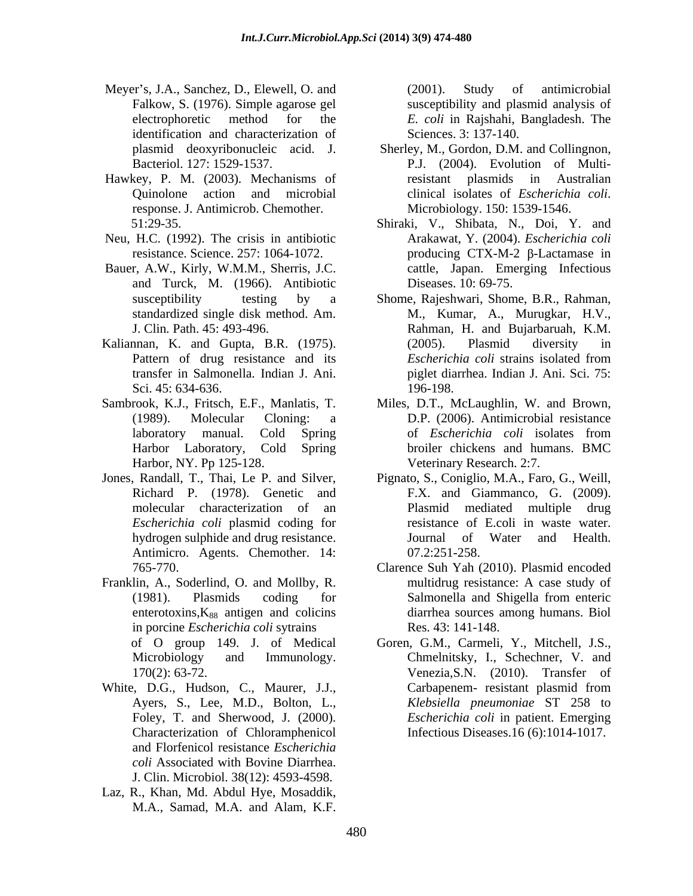Meyer's, J.A., Sanchez, D., Elewell, O. and Falkow, S. (1976). Simple agarose gel electrophoretic method for the identification and characterization of plasmid deoxyribonucleic acid. J. Bacteriol. 127: 1529-1537.

Hawkey, P. M. (2003). Mechanisms of Quinolone action and microbial response. J. Antimicrob. Chemother. 51:29-35.

Neu, H.C. (1992). The crisis in antibiotic resistance. Science. 257: 1064-1072.

Bauer, A.W., Kirly, W.M.M., Sherris, J.C. and Turck, M. (1966). Antibiotic susceptibility testing by a standardized single disk method. Am. J. Clin. Path. 45: 493-496.

Kaliannan, K. and Gupta, B.R. (1975). Pattern of drug resistance and its transfer in Salmonella. Indian J. Ani. Sci. 45: 634-636.

Sambrook, K.J., Fritsch, E.F., Manlatis, T. (1989). Molecular Cloning: a laboratory manual. Cold Spring Harbor Laboratory, Cold Spring Harbor, NY. Pp 125-128.

Jones, Randall, T., Thai, Le P. and Silver, Richard P. (1978). Genetic and molecular characterization of an *Escherichia coli* plasmid coding for hydrogen sulphide and drug resistance. Antimicro. Agents. Chemother. 14: 765-770.

Franklin, A., Soderlind, O. and Mollby, R. (1981). Plasmids coding for enterotoxins,$K_{88}$ antigen and colicins in porcine *Escherichia coli* sytrains of O group 149. J. of Medical Microbiology and Immunology. 170(2): 63-72.

White, D.G., Hudson, C., Maurer, J.J., Ayers, S., Lee, M.D., Bolton, L., Foley, T. and Sherwood, J. (2000). Characterization of Chloramphenicol and Florfenicol resistance *Escherichia coli* Associated with Bovine Diarrhea. J. Clin. Microbiol. 38(12): 4593-4598.

Laz, R., Khan, Md. Abdul Hye, Mosaddik, M.A., Samad, M.A. and Alam, K.F. (2001). Study of antimicrobial susceptibility and plasmid analysis of *E. coli* in Rajshahi, Bangladesh. The Sciences. 3: 137-140.

Sherley, M., Gordon, D.M. and Collingnon, P.J. (2004). Evolution of Multi-resistant plasmids in Australian clinical isolates of *Escherichia coli*. Microbiology. 150: 1539-1546.

Shiraki, V., Shibata, N., Doi, Y. and Arakawat, Y. (2004). *Escherichia coli* producing CTX-M-2 β-Lactamase in cattle, Japan. Emerging Infectious Diseases. 10: 69-75.

Shome, Rajeshwari, Shome, B.R., Rahman, M., Kumar, A., Murugkar, H.V., Rahman, H. and Bujarbaruah, K.M. (2005). Plasmid diversity in *Escherichia coli* strains isolated from piglet diarrhea. Indian J. Ani. Sci. 75: 196-198.

Miles, D.T., McLaughlin, W. and Brown, D.P. (2006). Antimicrobial resistance of *Escherichia coli* isolates from broiler chickens and humans. BMC Veterinary Research. 2:7.

Pignato, S., Coniglio, M.A., Faro, G., Weill, F.X. and Giammanco, G. (2009). Plasmid mediated multiple drug resistance of E.coli in waste water. Journal of Water and Health. 07.2:251-258.

Clarence Suh Yah (2010). Plasmid encoded multidrug resistance: A case study of Salmonella and Shigella from enteric diarrhea sources among humans. Biol Res. 43: 141-148.

Goren, G.M., Carmeli, Y., Mitchell, J.S., Chmelnitsky, I., Schechner, V. and Venezia,S.N. (2010). Transfer of Carbapenem- resistant plasmid from *Klebsiella pneumoniae* ST 258 to *Escherichia coli* in patient. Emerging Infectious Diseases.16 (6):1014-1017.